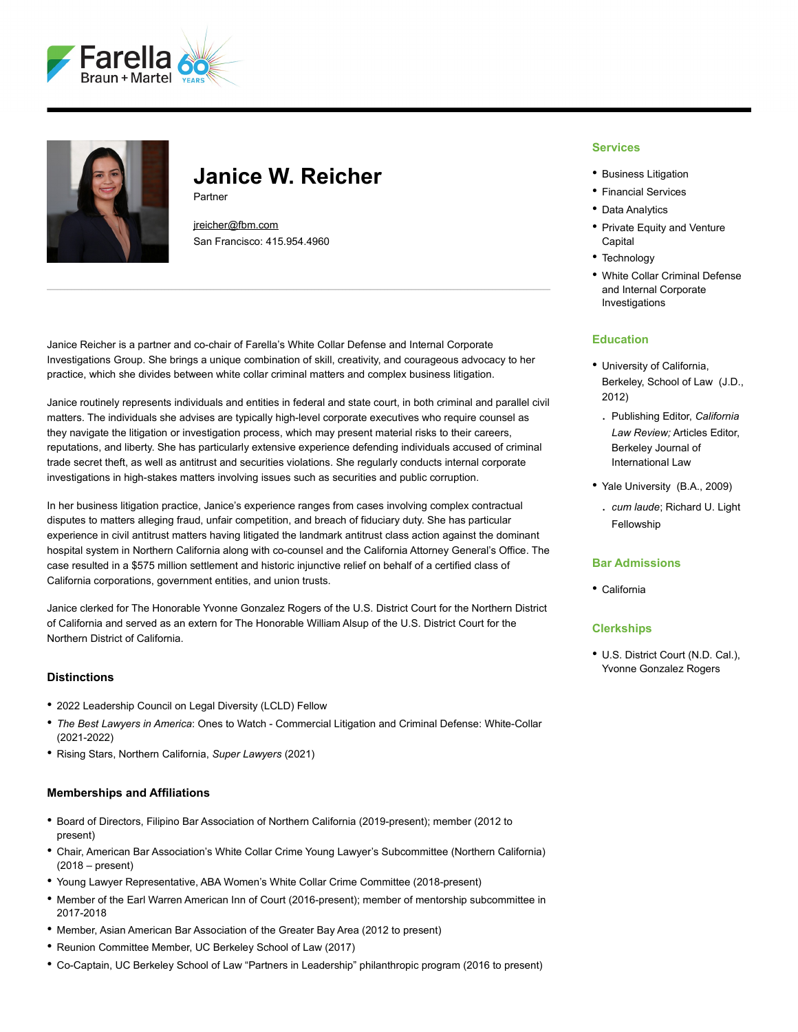# Janice W. Reicher

Partner

jreicher@fbm.com
San Francisco: 415.954.4960

Janice Reicher is a partner and co-chair of Farella's White Collar Defense and Internal Corporate Investigations Group. She brings a unique combination of skill, creativity, and courageous advocacy to her practice, which she divides between white collar criminal matters and complex business litigation.

Janice routinely represents individuals and entities in federal and state court, in both criminal and parallel civil matters. The individuals she advises are typically high-level corporate executives who require counsel as they navigate the litigation or investigation process, which may present material risks to their careers, reputations, and liberty. She has particularly extensive experience defending individuals accused of criminal trade secret theft, as well as antitrust and securities violations. She regularly conducts internal corporate investigations in high-stakes matters involving issues such as securities and public corruption.

In her business litigation practice, Janice's experience ranges from cases involving complex contractual disputes to matters alleging fraud, unfair competition, and breach of fiduciary duty. She has particular experience in civil antitrust matters having litigated the landmark antitrust class action against the dominant hospital system in Northern California along with co-counsel and the California Attorney General's Office. The case resulted in a $575 million settlement and historic injunctive relief on behalf of a certified class of California corporations, government entities, and union trusts.

Janice clerked for The Honorable Yvonne Gonzalez Rogers of the U.S. District Court for the Northern District of California and served as an extern for The Honorable William Alsup of the U.S. District Court for the Northern District of California.

### Distinctions

- 2022 Leadership Council on Legal Diversity (LCLD) Fellow
- *The Best Lawyers in America*: Ones to Watch - Commercial Litigation and Criminal Defense: White-Collar (2021-2022)
- Rising Stars, Northern California, *Super Lawyers* (2021)

### Memberships and Affiliations

- Board of Directors, Filipino Bar Association of Northern California (2019-present); member (2012 to present)
- Chair, American Bar Association's White Collar Crime Young Lawyer's Subcommittee (Northern California) (2018 – present)
- Young Lawyer Representative, ABA Women's White Collar Crime Committee (2018-present)
- Member of the Earl Warren American Inn of Court (2016-present); member of mentorship subcommittee in 2017-2018
- Member, Asian American Bar Association of the Greater Bay Area (2012 to present)
- Reunion Committee Member, UC Berkeley School of Law (2017)
- Co-Captain, UC Berkeley School of Law "Partners in Leadership" philanthropic program (2016 to present)

### Services

- Business Litigation
- Financial Services
- Data Analytics
- Private Equity and Venture Capital
- Technology
- White Collar Criminal Defense and Internal Corporate Investigations

### Education

- University of California, Berkeley, School of Law (J.D., 2012)
  - Publishing Editor, *California Law Review;* Articles Editor, Berkeley Journal of International Law
- Yale University (B.A., 2009)
  - *cum laude*; Richard U. Light Fellowship

### Bar Admissions

- California

### Clerkships

- U.S. District Court (N.D. Cal.), Yvonne Gonzalez Rogers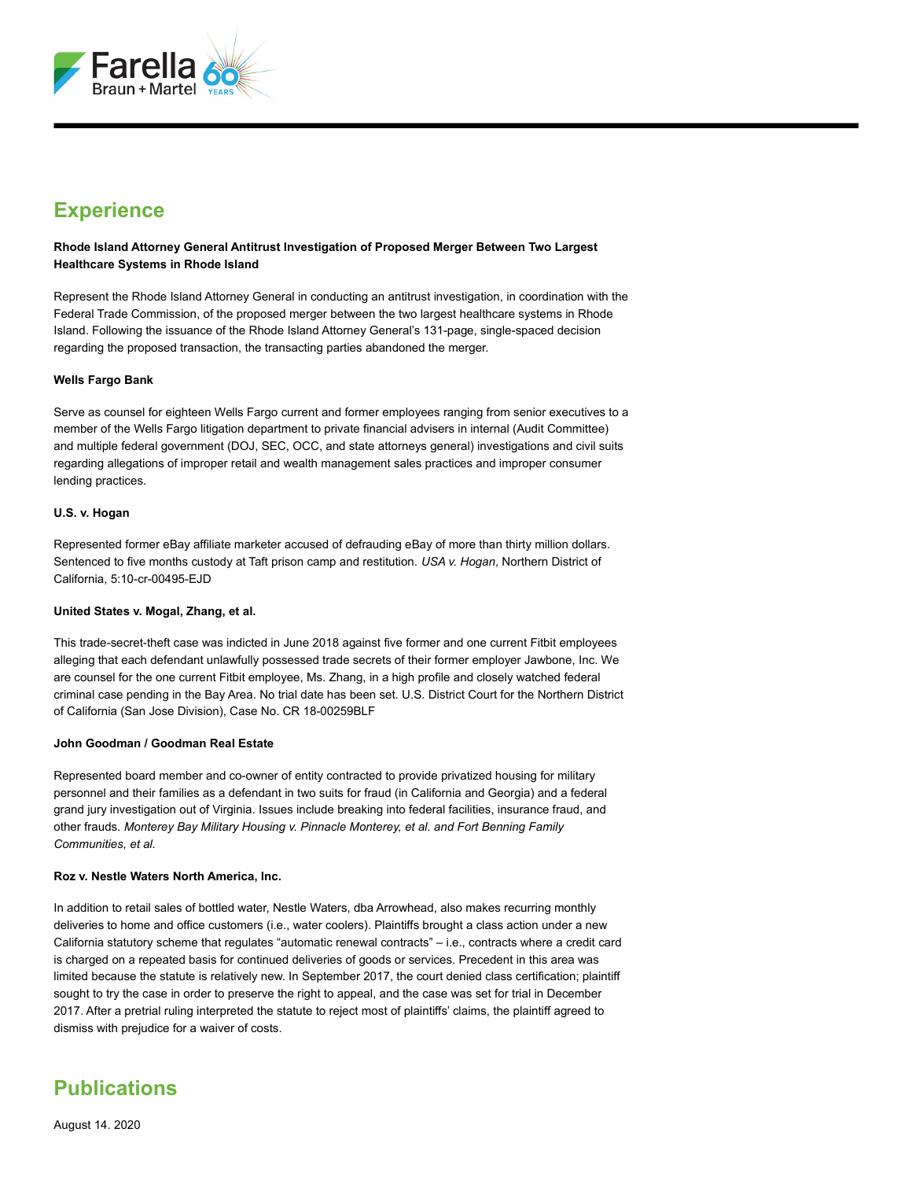## Experience

**Rhode Island Attorney General Antitrust Investigation of Proposed Merger Between Two Largest Healthcare Systems in Rhode Island**

Represent the Rhode Island Attorney General in conducting an antitrust investigation, in coordination with the Federal Trade Commission, of the proposed merger between the two largest healthcare systems in Rhode Island. Following the issuance of the Rhode Island Attorney General's 131-page, single-spaced decision regarding the proposed transaction, the transacting parties abandoned the merger.

**Wells Fargo Bank**

Serve as counsel for eighteen Wells Fargo current and former employees ranging from senior executives to a member of the Wells Fargo litigation department to private financial advisers in internal (Audit Committee) and multiple federal government (DOJ, SEC, OCC, and state attorneys general) investigations and civil suits regarding allegations of improper retail and wealth management sales practices and improper consumer lending practices.

**U.S. v. Hogan**

Represented former eBay affiliate marketer accused of defrauding eBay of more than thirty million dollars. Sentenced to five months custody at Taft prison camp and restitution. *USA v. Hogan*, Northern District of California, 5:10-cr-00495-EJD

**United States v. Mogal, Zhang, et al.**

This trade-secret-theft case was indicted in June 2018 against five former and one current Fitbit employees alleging that each defendant unlawfully possessed trade secrets of their former employer Jawbone, Inc. We are counsel for the one current Fitbit employee, Ms. Zhang, in a high profile and closely watched federal criminal case pending in the Bay Area. No trial date has been set. U.S. District Court for the Northern District of California (San Jose Division), Case No. CR 18-00259BLF

**John Goodman / Goodman Real Estate**

Represented board member and co-owner of entity contracted to provide privatized housing for military personnel and their families as a defendant in two suits for fraud (in California and Georgia) and a federal grand jury investigation out of Virginia. Issues include breaking into federal facilities, insurance fraud, and other frauds. *Monterey Bay Military Housing v. Pinnacle Monterey, et al. and Fort Benning Family Communities, et al.*

**Roz v. Nestle Waters North America, Inc.**

In addition to retail sales of bottled water, Nestle Waters, dba Arrowhead, also makes recurring monthly deliveries to home and office customers (i.e., water coolers). Plaintiffs brought a class action under a new California statutory scheme that regulates "automatic renewal contracts" – i.e., contracts where a credit card is charged on a repeated basis for continued deliveries of goods or services. Precedent in this area was limited because the statute is relatively new. In September 2017, the court denied class certification; plaintiff sought to try the case in order to preserve the right to appeal, and the case was set for trial in December 2017. After a pretrial ruling interpreted the statute to reject most of plaintiffs' claims, the plaintiff agreed to dismiss with prejudice for a waiver of costs.

## Publications

August 14. 2020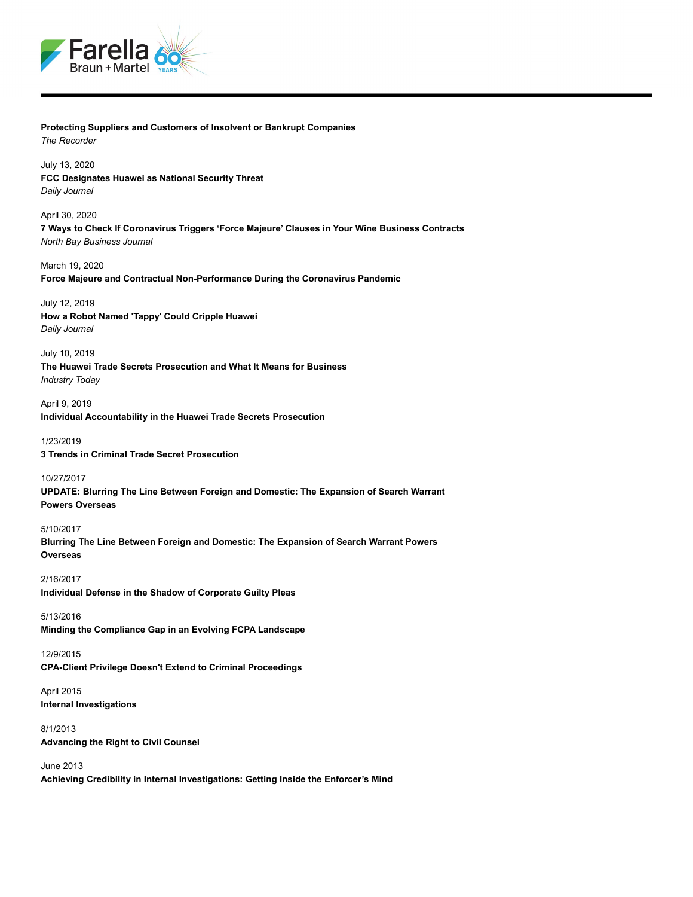**Protecting Suppliers and Customers of Insolvent or Bankrupt Companies**
*The Recorder*

July 13, 2020
**FCC Designates Huawei as National Security Threat**
*Daily Journal*

April 30, 2020
**7 Ways to Check If Coronavirus Triggers 'Force Majeure' Clauses in Your Wine Business Contracts**
*North Bay Business Journal*

March 19, 2020
**Force Majeure and Contractual Non-Performance During the Coronavirus Pandemic**

July 12, 2019
**How a Robot Named 'Tappy' Could Cripple Huawei**
*Daily Journal*

July 10, 2019
**The Huawei Trade Secrets Prosecution and What It Means for Business**
*Industry Today*

April 9, 2019
**Individual Accountability in the Huawei Trade Secrets Prosecution**

1/23/2019
**3 Trends in Criminal Trade Secret Prosecution**

10/27/2017
**UPDATE: Blurring The Line Between Foreign and Domestic: The Expansion of Search Warrant Powers Overseas**

5/10/2017
**Blurring The Line Between Foreign and Domestic: The Expansion of Search Warrant Powers Overseas**

2/16/2017
**Individual Defense in the Shadow of Corporate Guilty Pleas**

5/13/2016
**Minding the Compliance Gap in an Evolving FCPA Landscape**

12/9/2015
**CPA-Client Privilege Doesn't Extend to Criminal Proceedings**

April 2015
**Internal Investigations**

8/1/2013
**Advancing the Right to Civil Counsel**

June 2013
**Achieving Credibility in Internal Investigations: Getting Inside the Enforcer's Mind**